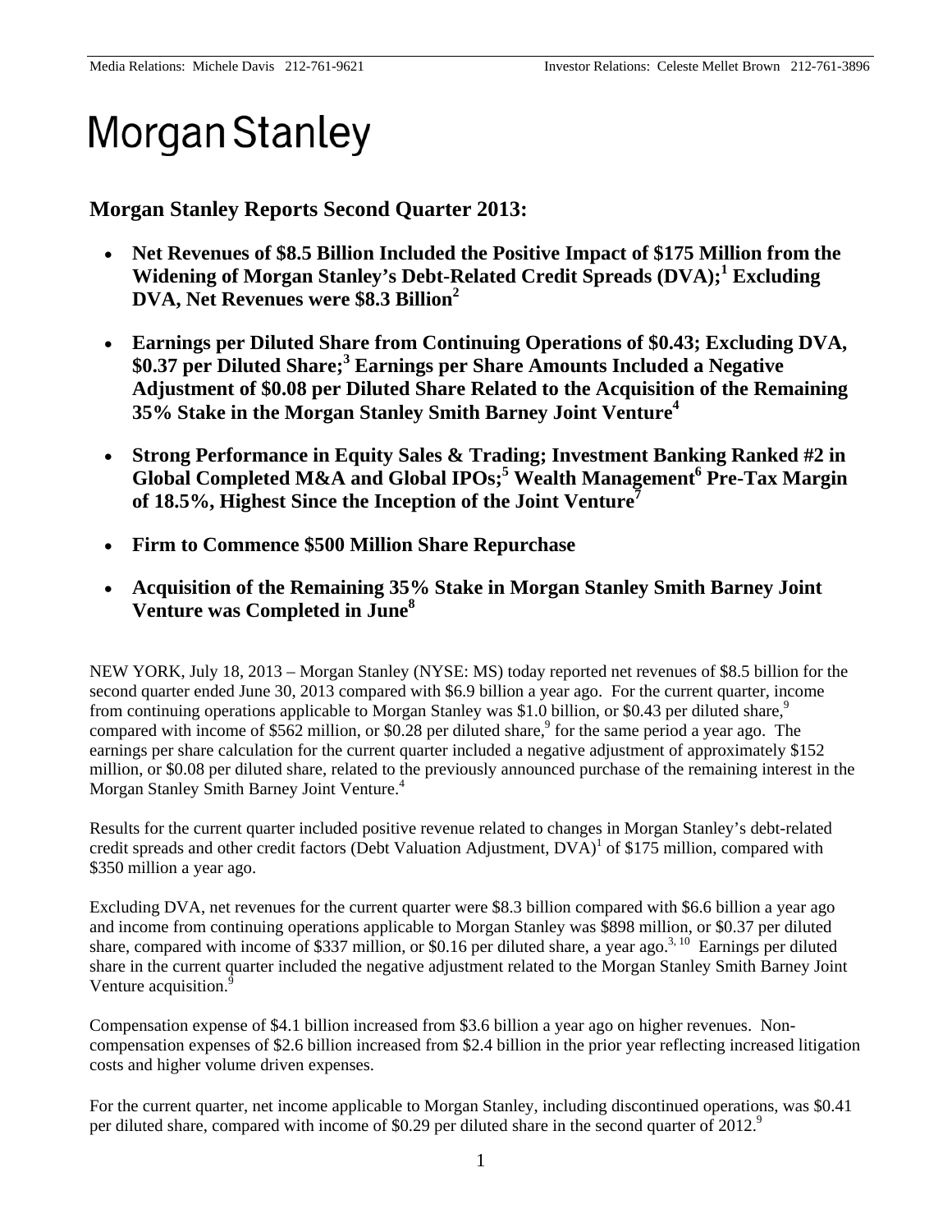Media Relations: Michele Davis 212-761-9621 Investor Relations: Celeste Mellet Brown 212-761-3896

# Morgan Stanley

## Morgan Stanley Reports Second Quarter 2013:

- **Net Revenues of $8.5 Billion Included the Positive Impact of $175 Million from the Widening of Morgan Stanley's Debt-Related Credit Spreads (DVA);[1] Excluding DVA, Net Revenues were $8.3 Billion[2]**
- **Earnings per Diluted Share from Continuing Operations of $0.43; Excluding DVA, $0.37 per Diluted Share;[3] Earnings per Share Amounts Included a Negative Adjustment of $0.08 per Diluted Share Related to the Acquisition of the Remaining 35% Stake in the Morgan Stanley Smith Barney Joint Venture[4]**
- **Strong Performance in Equity Sales & Trading; Investment Banking Ranked #2 in Global Completed M&A and Global IPOs;[5] Wealth Management[6] Pre-Tax Margin of 18.5%, Highest Since the Inception of the Joint Venture[7]**
- **Firm to Commence $500 Million Share Repurchase**
- **Acquisition of the Remaining 35% Stake in Morgan Stanley Smith Barney Joint Venture was Completed in June[8]**

NEW YORK, July 18, 2013 – Morgan Stanley (NYSE: MS) today reported net revenues of $8.5 billion for the second quarter ended June 30, 2013 compared with $6.9 billion a year ago. For the current quarter, income from continuing operations applicable to Morgan Stanley was $1.0 billion, or $0.43 per diluted share,[9] compared with income of $562 million, or $0.28 per diluted share,[9] for the same period a year ago. The earnings per share calculation for the current quarter included a negative adjustment of approximately $152 million, or $0.08 per diluted share, related to the previously announced purchase of the remaining interest in the Morgan Stanley Smith Barney Joint Venture.[4]

Results for the current quarter included positive revenue related to changes in Morgan Stanley's debt-related credit spreads and other credit factors (Debt Valuation Adjustment, DVA)[1] of $175 million, compared with $350 million a year ago.

Excluding DVA, net revenues for the current quarter were $8.3 billion compared with $6.6 billion a year ago and income from continuing operations applicable to Morgan Stanley was $898 million, or $0.37 per diluted share, compared with income of $337 million, or $0.16 per diluted share, a year ago.[3, 10] Earnings per diluted share in the current quarter included the negative adjustment related to the Morgan Stanley Smith Barney Joint Venture acquisition.[9]

Compensation expense of $4.1 billion increased from $3.6 billion a year ago on higher revenues. Non-compensation expenses of $2.6 billion increased from $2.4 billion in the prior year reflecting increased litigation costs and higher volume driven expenses.

For the current quarter, net income applicable to Morgan Stanley, including discontinued operations, was $0.41 per diluted share, compared with income of $0.29 per diluted share in the second quarter of 2012.[9]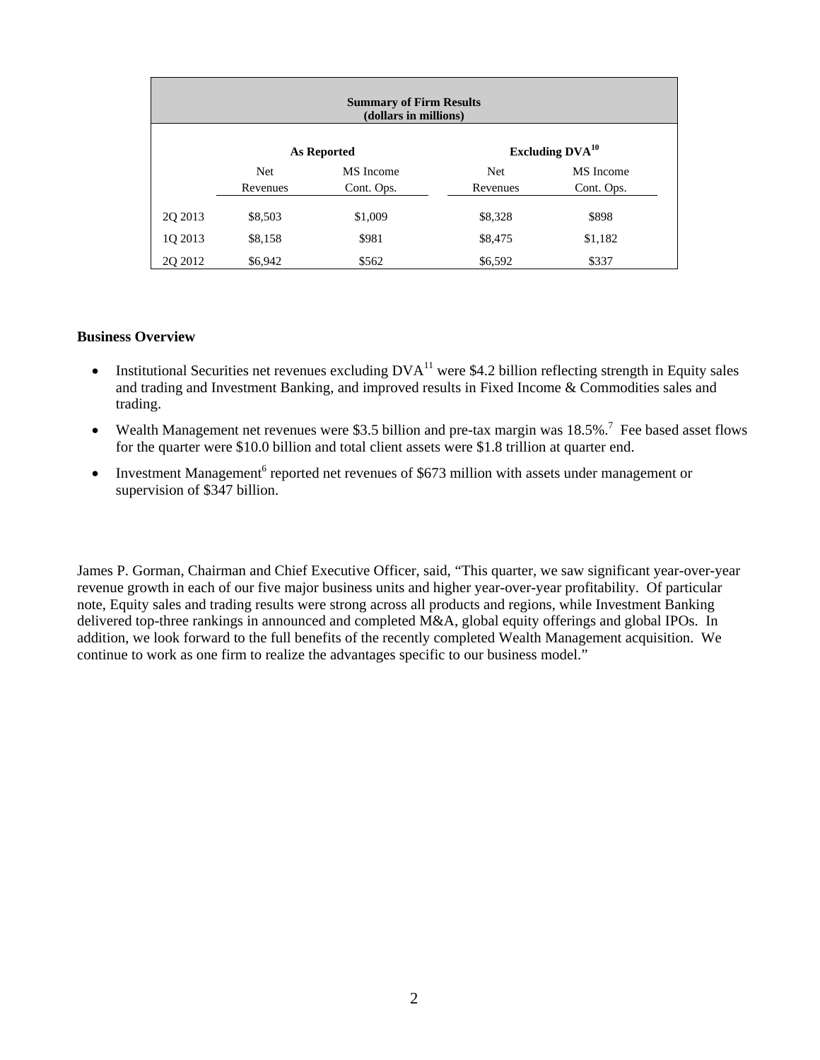| Summary of Firm Results (dollars in millions) | | | | |
|---|---|---|---|---|
| | As Reported | | Excluding DVA[10] | |
| | Net Revenues | MS Income Cont. Ops. | Net Revenues | MS Income Cont. Ops. |
| 2Q 2013 | $8,503 | $1,009 | $8,328 | $898 |
| 1Q 2013 | $8,158 | $981 | $8,475 | $1,182 |
| 2Q 2012 | $6,942 | $562 | $6,592 | $337 |

**Business Overview**

- Institutional Securities net revenues excluding DVA[11] were $4.2 billion reflecting strength in Equity sales and trading and Investment Banking, and improved results in Fixed Income & Commodities sales and trading.
- Wealth Management net revenues were $3.5 billion and pre-tax margin was 18.5%.[7] Fee based asset flows for the quarter were $10.0 billion and total client assets were $1.8 trillion at quarter end.
- Investment Management[6] reported net revenues of $673 million with assets under management or supervision of $347 billion.

James P. Gorman, Chairman and Chief Executive Officer, said, "This quarter, we saw significant year-over-year revenue growth in each of our five major business units and higher year-over-year profitability. Of particular note, Equity sales and trading results were strong across all products and regions, while Investment Banking delivered top-three rankings in announced and completed M&A, global equity offerings and global IPOs. In addition, we look forward to the full benefits of the recently completed Wealth Management acquisition. We continue to work as one firm to realize the advantages specific to our business model."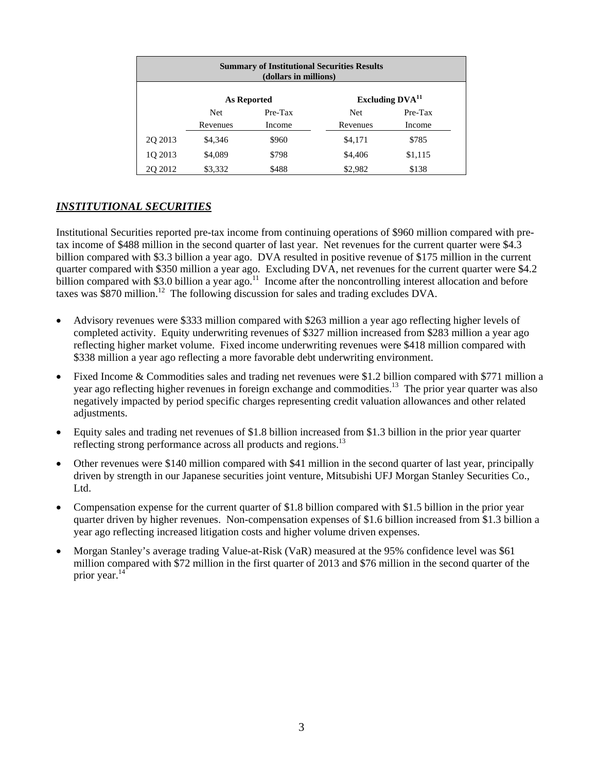| Summary of Institutional Securities Results (dollars in millions) | | | | |
|---|---|---|---|---|
| | As Reported | | Excluding DVA[11] | |
| | Net Revenues | Pre-Tax Income | Net Revenues | Pre-Tax Income |
| 2Q 2013 | $4,346 | $960 | $4,171 | $785 |
| 1Q 2013 | $4,089 | $798 | $4,406 | $1,115 |
| 2Q 2012 | $3,332 | $488 | $2,982 | $138 |

## ***INSTITUTIONAL SECURITIES***

Institutional Securities reported pre-tax income from continuing operations of $960 million compared with pre-tax income of $488 million in the second quarter of last year. Net revenues for the current quarter were $4.3 billion compared with $3.3 billion a year ago. DVA resulted in positive revenue of $175 million in the current quarter compared with $350 million a year ago. Excluding DVA, net revenues for the current quarter were $4.2 billion compared with $3.0 billion a year ago.[11] Income after the noncontrolling interest allocation and before taxes was $870 million.[12] The following discussion for sales and trading excludes DVA.

- Advisory revenues were $333 million compared with $263 million a year ago reflecting higher levels of completed activity. Equity underwriting revenues of $327 million increased from $283 million a year ago reflecting higher market volume. Fixed income underwriting revenues were $418 million compared with $338 million a year ago reflecting a more favorable debt underwriting environment.
- Fixed Income & Commodities sales and trading net revenues were $1.2 billion compared with $771 million a year ago reflecting higher revenues in foreign exchange and commodities.[13] The prior year quarter was also negatively impacted by period specific charges representing credit valuation allowances and other related adjustments.
- Equity sales and trading net revenues of $1.8 billion increased from $1.3 billion in the prior year quarter reflecting strong performance across all products and regions.[13]
- Other revenues were $140 million compared with $41 million in the second quarter of last year, principally driven by strength in our Japanese securities joint venture, Mitsubishi UFJ Morgan Stanley Securities Co., Ltd.
- Compensation expense for the current quarter of $1.8 billion compared with $1.5 billion in the prior year quarter driven by higher revenues. Non-compensation expenses of $1.6 billion increased from $1.3 billion a year ago reflecting increased litigation costs and higher volume driven expenses.
- Morgan Stanley's average trading Value-at-Risk (VaR) measured at the 95% confidence level was $61 million compared with $72 million in the first quarter of 2013 and $76 million in the second quarter of the prior year.[14]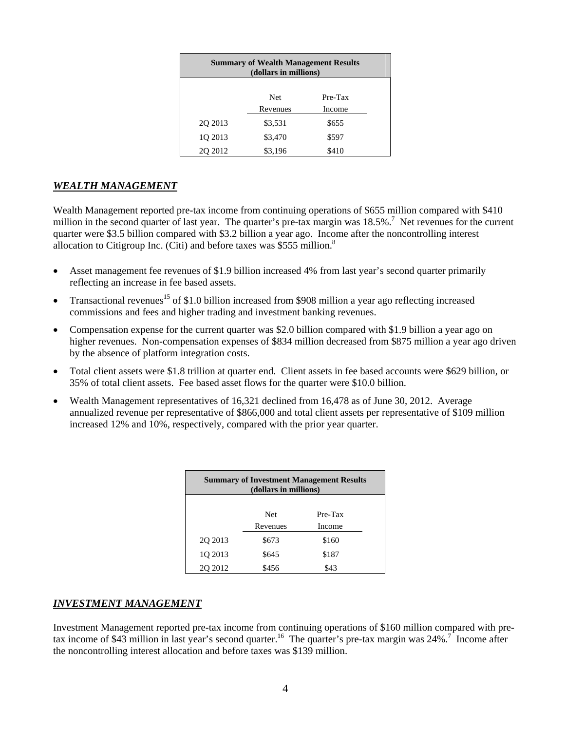| Summary of Wealth Management Results (dollars in millions) | | |
|---|---|---|
| | Net Revenues | Pre-Tax Income |
| 2Q 2013 | $3,531 | $655 |
| 1Q 2013 | $3,470 | $597 |
| 2Q 2012 | $3,196 | $410 |

## ***WEALTH MANAGEMENT***

Wealth Management reported pre-tax income from continuing operations of $655 million compared with $410 million in the second quarter of last year. The quarter's pre-tax margin was 18.5%.[7] Net revenues for the current quarter were $3.5 billion compared with $3.2 billion a year ago. Income after the noncontrolling interest allocation to Citigroup Inc. (Citi) and before taxes was $555 million.[8]

- Asset management fee revenues of $1.9 billion increased 4% from last year's second quarter primarily reflecting an increase in fee based assets.
- Transactional revenues[15] of $1.0 billion increased from $908 million a year ago reflecting increased commissions and fees and higher trading and investment banking revenues.
- Compensation expense for the current quarter was $2.0 billion compared with $1.9 billion a year ago on higher revenues. Non-compensation expenses of $834 million decreased from $875 million a year ago driven by the absence of platform integration costs.
- Total client assets were $1.8 trillion at quarter end. Client assets in fee based accounts were $629 billion, or 35% of total client assets. Fee based asset flows for the quarter were $10.0 billion.
- Wealth Management representatives of 16,321 declined from 16,478 as of June 30, 2012. Average annualized revenue per representative of $866,000 and total client assets per representative of $109 million increased 12% and 10%, respectively, compared with the prior year quarter.

| Summary of Investment Management Results (dollars in millions) | | |
|---|---|---|
| | Net Revenues | Pre-Tax Income |
| 2Q 2013 | $673 | $160 |
| 1Q 2013 | $645 | $187 |
| 2Q 2012 | $456 | $43 |

## ***INVESTMENT MANAGEMENT***

Investment Management reported pre-tax income from continuing operations of $160 million compared with pre-tax income of $43 million in last year's second quarter.[16] The quarter's pre-tax margin was 24%.[7] Income after the noncontrolling interest allocation and before taxes was $139 million.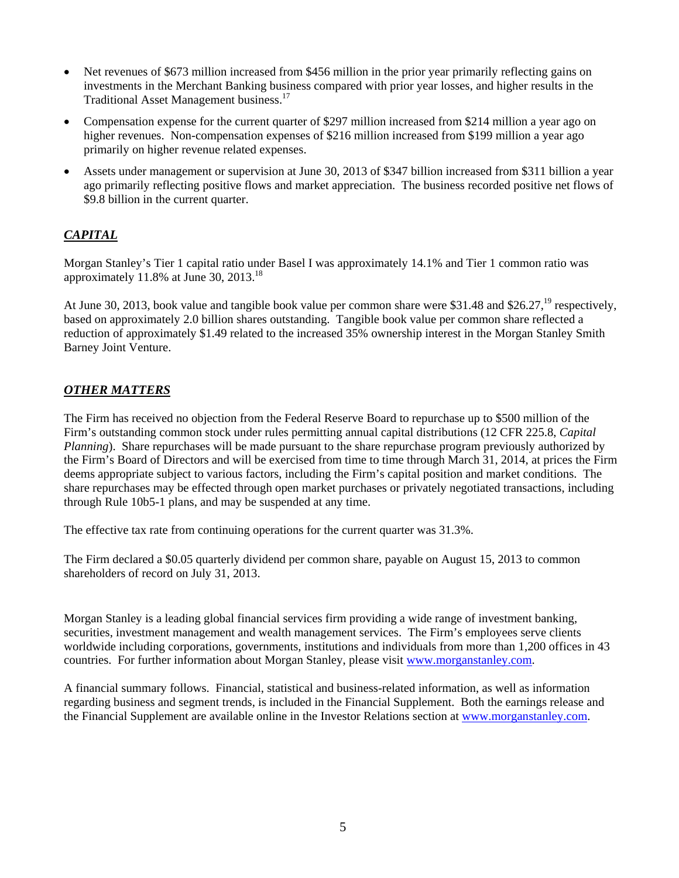- Net revenues of $673 million increased from $456 million in the prior year primarily reflecting gains on investments in the Merchant Banking business compared with prior year losses, and higher results in the Traditional Asset Management business.[17]
- Compensation expense for the current quarter of $297 million increased from $214 million a year ago on higher revenues. Non-compensation expenses of $216 million increased from $199 million a year ago primarily on higher revenue related expenses.
- Assets under management or supervision at June 30, 2013 of $347 billion increased from $311 billion a year ago primarily reflecting positive flows and market appreciation. The business recorded positive net flows of $9.8 billion in the current quarter.

## ***CAPITAL***

Morgan Stanley's Tier 1 capital ratio under Basel I was approximately 14.1% and Tier 1 common ratio was approximately 11.8% at June 30, 2013.[18]

At June 30, 2013, book value and tangible book value per common share were $31.48 and $26.27,[19] respectively, based on approximately 2.0 billion shares outstanding. Tangible book value per common share reflected a reduction of approximately $1.49 related to the increased 35% ownership interest in the Morgan Stanley Smith Barney Joint Venture.

## ***OTHER MATTERS***

The Firm has received no objection from the Federal Reserve Board to repurchase up to $500 million of the Firm's outstanding common stock under rules permitting annual capital distributions (12 CFR 225.8, *Capital Planning*). Share repurchases will be made pursuant to the share repurchase program previously authorized by the Firm's Board of Directors and will be exercised from time to time through March 31, 2014, at prices the Firm deems appropriate subject to various factors, including the Firm's capital position and market conditions. The share repurchases may be effected through open market purchases or privately negotiated transactions, including through Rule 10b5-1 plans, and may be suspended at any time.

The effective tax rate from continuing operations for the current quarter was 31.3%.

The Firm declared a $0.05 quarterly dividend per common share, payable on August 15, 2013 to common shareholders of record on July 31, 2013.

Morgan Stanley is a leading global financial services firm providing a wide range of investment banking, securities, investment management and wealth management services. The Firm's employees serve clients worldwide including corporations, governments, institutions and individuals from more than 1,200 offices in 43 countries. For further information about Morgan Stanley, please visit www.morganstanley.com.

A financial summary follows. Financial, statistical and business-related information, as well as information regarding business and segment trends, is included in the Financial Supplement. Both the earnings release and the Financial Supplement are available online in the Investor Relations section at www.morganstanley.com.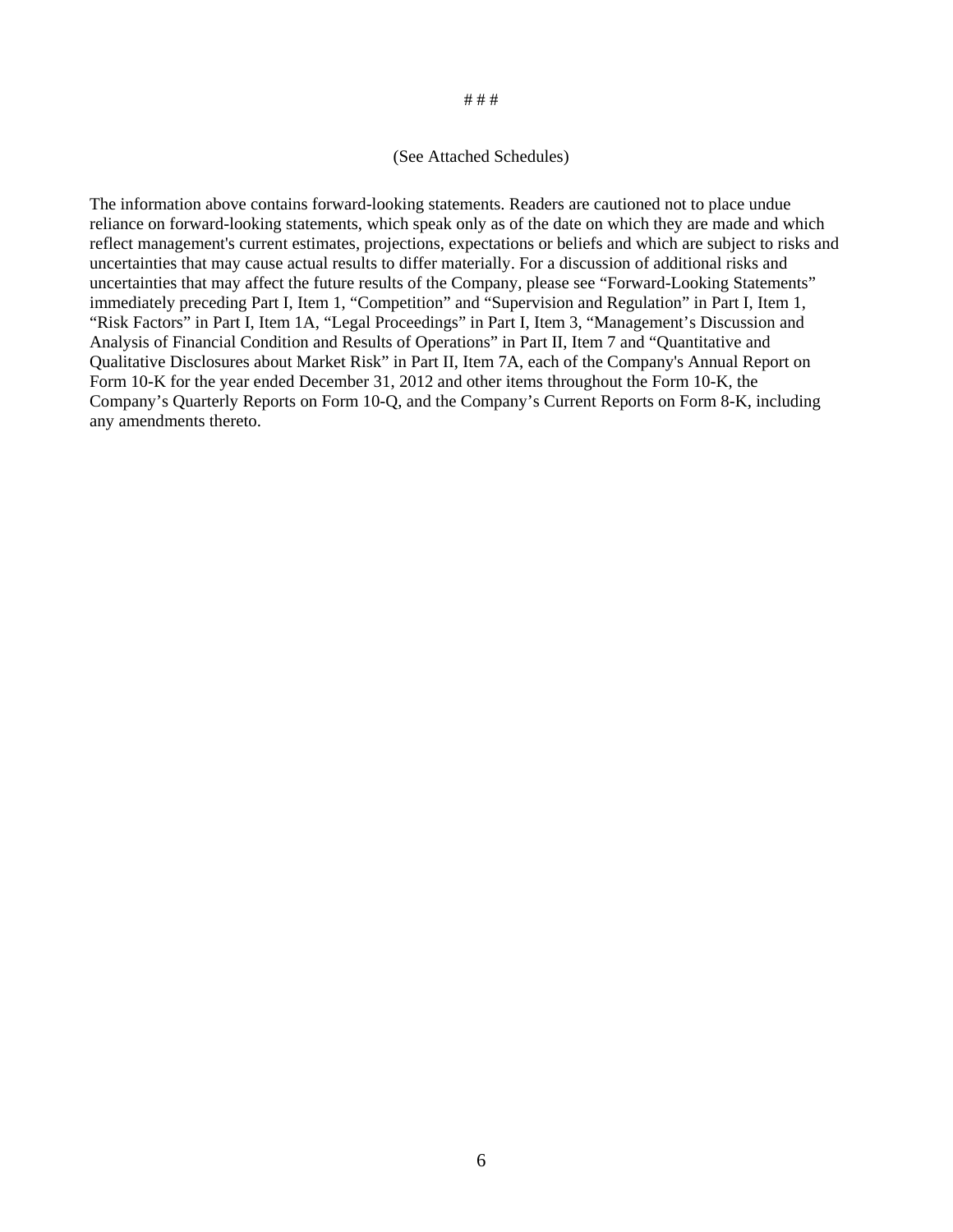# # #

(See Attached Schedules)

The information above contains forward-looking statements. Readers are cautioned not to place undue reliance on forward-looking statements, which speak only as of the date on which they are made and which reflect management's current estimates, projections, expectations or beliefs and which are subject to risks and uncertainties that may cause actual results to differ materially. For a discussion of additional risks and uncertainties that may affect the future results of the Company, please see "Forward-Looking Statements" immediately preceding Part I, Item 1, "Competition" and "Supervision and Regulation" in Part I, Item 1, "Risk Factors" in Part I, Item 1A, "Legal Proceedings" in Part I, Item 3, "Management's Discussion and Analysis of Financial Condition and Results of Operations" in Part II, Item 7 and "Quantitative and Qualitative Disclosures about Market Risk" in Part II, Item 7A, each of the Company's Annual Report on Form 10-K for the year ended December 31, 2012 and other items throughout the Form 10-K, the Company's Quarterly Reports on Form 10-Q, and the Company's Current Reports on Form 8-K, including any amendments thereto.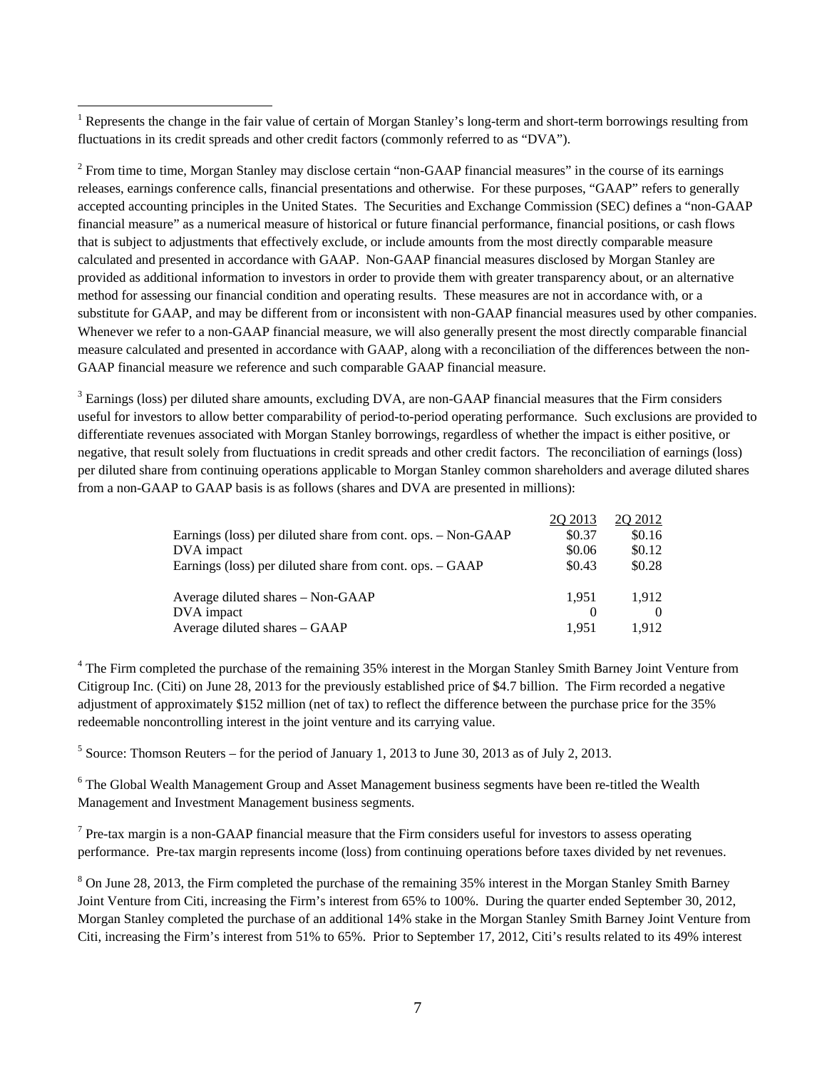[1] Represents the change in the fair value of certain of Morgan Stanley's long-term and short-term borrowings resulting from fluctuations in its credit spreads and other credit factors (commonly referred to as "DVA").

[2] From time to time, Morgan Stanley may disclose certain "non-GAAP financial measures" in the course of its earnings releases, earnings conference calls, financial presentations and otherwise. For these purposes, "GAAP" refers to generally accepted accounting principles in the United States. The Securities and Exchange Commission (SEC) defines a "non-GAAP financial measure" as a numerical measure of historical or future financial performance, financial positions, or cash flows that is subject to adjustments that effectively exclude, or include amounts from the most directly comparable measure calculated and presented in accordance with GAAP. Non-GAAP financial measures disclosed by Morgan Stanley are provided as additional information to investors in order to provide them with greater transparency about, or an alternative method for assessing our financial condition and operating results. These measures are not in accordance with, or a substitute for GAAP, and may be different from or inconsistent with non-GAAP financial measures used by other companies. Whenever we refer to a non-GAAP financial measure, we will also generally present the most directly comparable financial measure calculated and presented in accordance with GAAP, along with a reconciliation of the differences between the non-GAAP financial measure we reference and such comparable GAAP financial measure.

[3] Earnings (loss) per diluted share amounts, excluding DVA, are non-GAAP financial measures that the Firm considers useful for investors to allow better comparability of period-to-period operating performance. Such exclusions are provided to differentiate revenues associated with Morgan Stanley borrowings, regardless of whether the impact is either positive, or negative, that result solely from fluctuations in credit spreads and other credit factors. The reconciliation of earnings (loss) per diluted share from continuing operations applicable to Morgan Stanley common shareholders and average diluted shares from a non-GAAP to GAAP basis is as follows (shares and DVA are presented in millions):

| | 2Q 2013 | 2Q 2012 |
|---|---|---|
| Earnings (loss) per diluted share from cont. ops. – Non-GAAP | \$0.37 | \$0.16 |
| DVA impact | \$0.06 | \$0.12 |
| Earnings (loss) per diluted share from cont. ops. – GAAP | \$0.43 | \$0.28 |
| | | |
| Average diluted shares – Non-GAAP | 1,951 | 1,912 |
| DVA impact | 0 | 0 |
| Average diluted shares – GAAP | 1,951 | 1,912 |

[4] The Firm completed the purchase of the remaining 35% interest in the Morgan Stanley Smith Barney Joint Venture from Citigroup Inc. (Citi) on June 28, 2013 for the previously established price of \$4.7 billion. The Firm recorded a negative adjustment of approximately \$152 million (net of tax) to reflect the difference between the purchase price for the 35% redeemable noncontrolling interest in the joint venture and its carrying value.

[5] Source: Thomson Reuters – for the period of January 1, 2013 to June 30, 2013 as of July 2, 2013.

[6] The Global Wealth Management Group and Asset Management business segments have been re-titled the Wealth Management and Investment Management business segments.

[7] Pre-tax margin is a non-GAAP financial measure that the Firm considers useful for investors to assess operating performance. Pre-tax margin represents income (loss) from continuing operations before taxes divided by net revenues.

[8] On June 28, 2013, the Firm completed the purchase of the remaining 35% interest in the Morgan Stanley Smith Barney Joint Venture from Citi, increasing the Firm's interest from 65% to 100%. During the quarter ended September 30, 2012, Morgan Stanley completed the purchase of an additional 14% stake in the Morgan Stanley Smith Barney Joint Venture from Citi, increasing the Firm's interest from 51% to 65%. Prior to September 17, 2012, Citi's results related to its 49% interest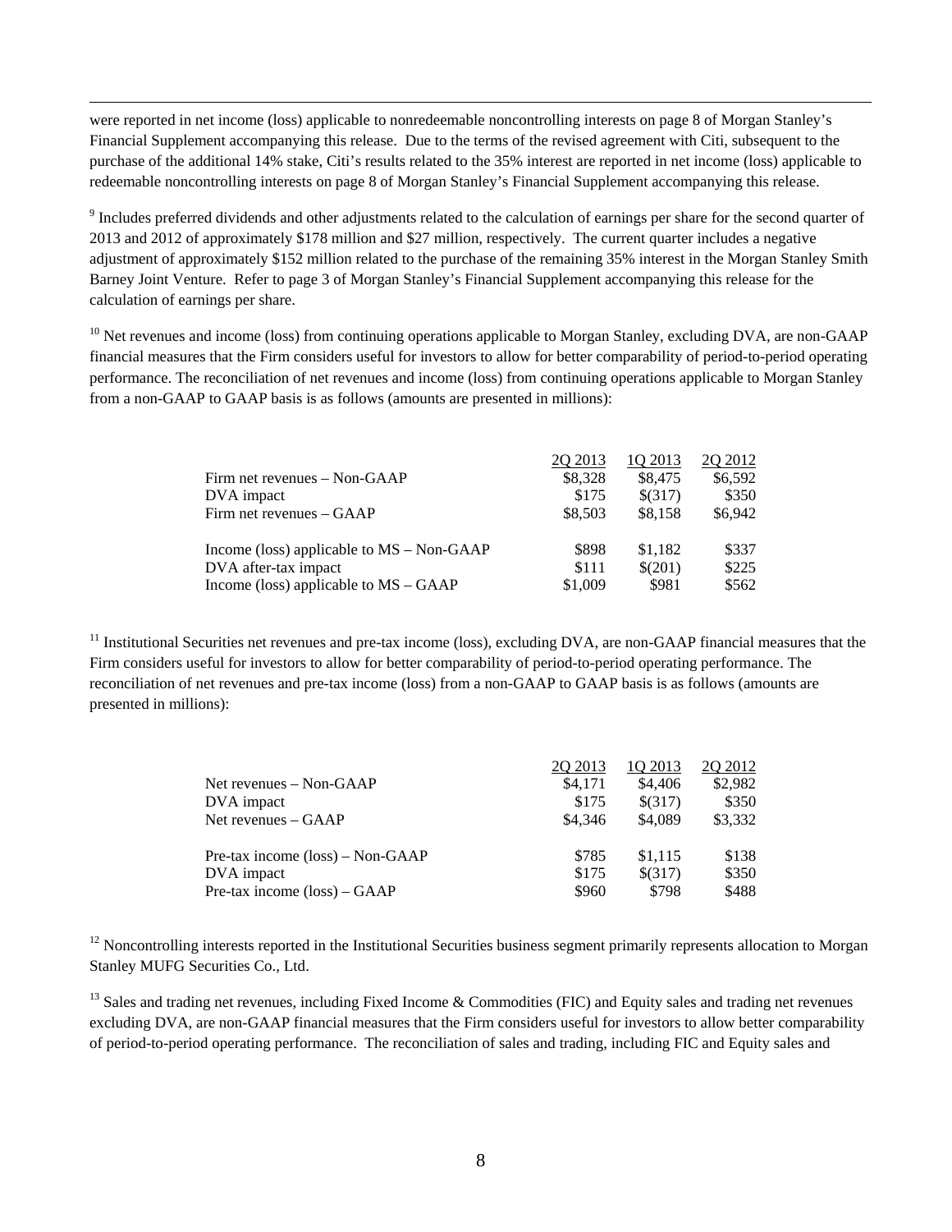were reported in net income (loss) applicable to nonredeemable noncontrolling interests on page 8 of Morgan Stanley's Financial Supplement accompanying this release. Due to the terms of the revised agreement with Citi, subsequent to the purchase of the additional 14% stake, Citi's results related to the 35% interest are reported in net income (loss) applicable to redeemable noncontrolling interests on page 8 of Morgan Stanley's Financial Supplement accompanying this release.

[9] Includes preferred dividends and other adjustments related to the calculation of earnings per share for the second quarter of 2013 and 2012 of approximately $178 million and $27 million, respectively. The current quarter includes a negative adjustment of approximately $152 million related to the purchase of the remaining 35% interest in the Morgan Stanley Smith Barney Joint Venture. Refer to page 3 of Morgan Stanley's Financial Supplement accompanying this release for the calculation of earnings per share.

[10] Net revenues and income (loss) from continuing operations applicable to Morgan Stanley, excluding DVA, are non-GAAP financial measures that the Firm considers useful for investors to allow for better comparability of period-to-period operating performance. The reconciliation of net revenues and income (loss) from continuing operations applicable to Morgan Stanley from a non-GAAP to GAAP basis is as follows (amounts are presented in millions):

| | 2Q 2013 | 1Q 2013 | 2Q 2012 |
|---|---|---|---|
| Firm net revenues – Non-GAAP | $8,328 | $8,475 | $6,592 |
| DVA impact | $175 | $(317) | $350 |
| Firm net revenues – GAAP | $8,503 | $8,158 | $6,942 |
| | | | |
| Income (loss) applicable to MS – Non-GAAP | $898 | $1,182 | $337 |
| DVA after-tax impact | $111 | $(201) | $225 |
| Income (loss) applicable to MS – GAAP | $1,009 | $981 | $562 |

[11] Institutional Securities net revenues and pre-tax income (loss), excluding DVA, are non-GAAP financial measures that the Firm considers useful for investors to allow for better comparability of period-to-period operating performance. The reconciliation of net revenues and pre-tax income (loss) from a non-GAAP to GAAP basis is as follows (amounts are presented in millions):

| | 2Q 2013 | 1Q 2013 | 2Q 2012 |
|---|---|---|---|
| Net revenues – Non-GAAP | $4,171 | $4,406 | $2,982 |
| DVA impact | $175 | $(317) | $350 |
| Net revenues – GAAP | $4,346 | $4,089 | $3,332 |
| | | | |
| Pre-tax income (loss) – Non-GAAP | $785 | $1,115 | $138 |
| DVA impact | $175 | $(317) | $350 |
| Pre-tax income (loss) – GAAP | $960 | $798 | $488 |

[12] Noncontrolling interests reported in the Institutional Securities business segment primarily represents allocation to Morgan Stanley MUFG Securities Co., Ltd.

[13] Sales and trading net revenues, including Fixed Income & Commodities (FIC) and Equity sales and trading net revenues excluding DVA, are non-GAAP financial measures that the Firm considers useful for investors to allow better comparability of period-to-period operating performance. The reconciliation of sales and trading, including FIC and Equity sales and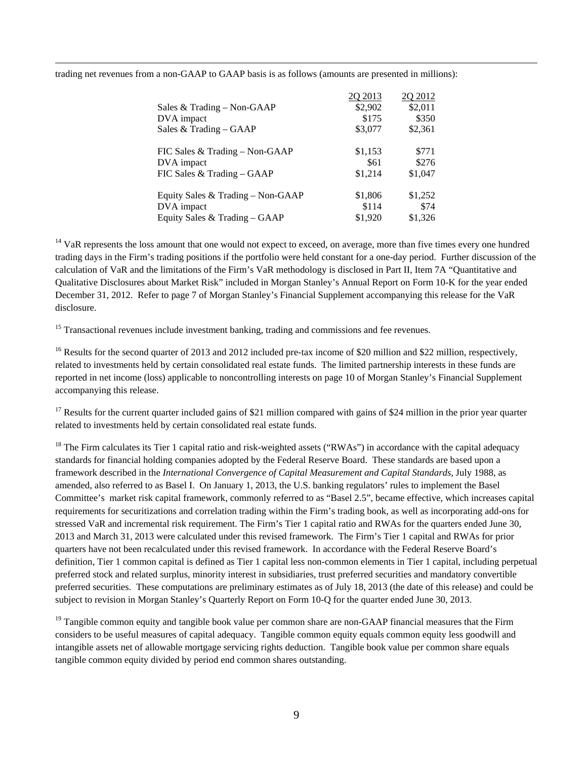trading net revenues from a non-GAAP to GAAP basis is as follows (amounts are presented in millions):

| | 2Q 2013 | 2Q 2012 |
|---|---|---|
| Sales & Trading – Non-GAAP | $2,902 | $2,011 |
| DVA impact | $175 | $350 |
| Sales & Trading – GAAP | $3,077 | $2,361 |
| | | |
| FIC Sales & Trading – Non-GAAP | $1,153 | $771 |
| DVA impact | $61 | $276 |
| FIC Sales & Trading – GAAP | $1,214 | $1,047 |
| | | |
| Equity Sales & Trading – Non-GAAP | $1,806 | $1,252 |
| DVA impact | $114 | $74 |
| Equity Sales & Trading – GAAP | $1,920 | $1,326 |

[14] VaR represents the loss amount that one would not expect to exceed, on average, more than five times every one hundred trading days in the Firm's trading positions if the portfolio were held constant for a one-day period. Further discussion of the calculation of VaR and the limitations of the Firm's VaR methodology is disclosed in Part II, Item 7A "Quantitative and Qualitative Disclosures about Market Risk" included in Morgan Stanley's Annual Report on Form 10-K for the year ended December 31, 2012. Refer to page 7 of Morgan Stanley's Financial Supplement accompanying this release for the VaR disclosure.

[15] Transactional revenues include investment banking, trading and commissions and fee revenues.

[16] Results for the second quarter of 2013 and 2012 included pre-tax income of $20 million and $22 million, respectively, related to investments held by certain consolidated real estate funds. The limited partnership interests in these funds are reported in net income (loss) applicable to noncontrolling interests on page 10 of Morgan Stanley's Financial Supplement accompanying this release.

[17] Results for the current quarter included gains of $21 million compared with gains of $24 million in the prior year quarter related to investments held by certain consolidated real estate funds.

[18] The Firm calculates its Tier 1 capital ratio and risk-weighted assets ("RWAs") in accordance with the capital adequacy standards for financial holding companies adopted by the Federal Reserve Board. These standards are based upon a framework described in the *International Convergence of Capital Measurement and Capital Standards*, July 1988, as amended, also referred to as Basel I. On January 1, 2013, the U.S. banking regulators' rules to implement the Basel Committee's market risk capital framework, commonly referred to as "Basel 2.5", became effective, which increases capital requirements for securitizations and correlation trading within the Firm's trading book, as well as incorporating add-ons for stressed VaR and incremental risk requirement. The Firm's Tier 1 capital ratio and RWAs for the quarters ended June 30, 2013 and March 31, 2013 were calculated under this revised framework. The Firm's Tier 1 capital and RWAs for prior quarters have not been recalculated under this revised framework. In accordance with the Federal Reserve Board's definition, Tier 1 common capital is defined as Tier 1 capital less non-common elements in Tier 1 capital, including perpetual preferred stock and related surplus, minority interest in subsidiaries, trust preferred securities and mandatory convertible preferred securities. These computations are preliminary estimates as of July 18, 2013 (the date of this release) and could be subject to revision in Morgan Stanley's Quarterly Report on Form 10-Q for the quarter ended June 30, 2013.

[19] Tangible common equity and tangible book value per common share are non-GAAP financial measures that the Firm considers to be useful measures of capital adequacy. Tangible common equity equals common equity less goodwill and intangible assets net of allowable mortgage servicing rights deduction. Tangible book value per common share equals tangible common equity divided by period end common shares outstanding.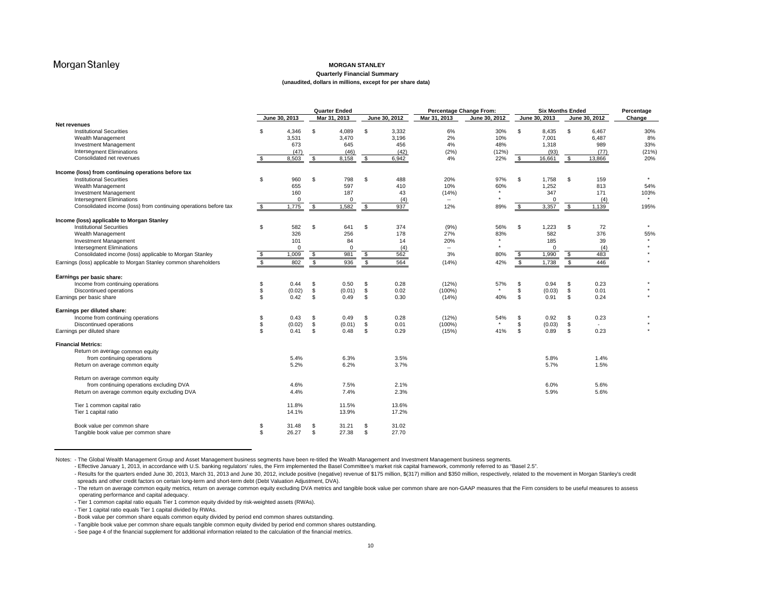Morgan Stanley

**MORGAN STANLEY**
**Quarterly Financial Summary**
**(unaudited, dollars in millions, except for per share data)**

| | Quarter Ended | | | Percentage Change From: | | Six Months Ended | | Percentage |
|---|---|---|---|---|---|---|---|---|
| | June 30, 2013 | Mar 31, 2013 | June 30, 2012 | Mar 31, 2013 | June 30, 2012 | June 30, 2013 | June 30, 2012 | Change |
| **Net revenues** | | | | | | | | |
| Institutional Securities | $ 4,346 | $ 4,089 | $ 3,332 | 6% | 30% | $ 8,435 | $ 6,467 | 30% |
| Wealth Management | 3,531 | 3,470 | 3,196 | 2% | 10% | 7,001 | 6,487 | 8% |
| Investment Management | 673 | 645 | 456 | 4% | 48% | 1,318 | 989 | 33% |
| Intersegment Eliminations | (47) | (46) | (42) | (2%) | (12%) | (93) | (77) | (21%) |
| Consolidated net revenues | $ 8,503 | $ 8,158 | $ 6,942 | 4% | 22% | $ 16,661 | $ 13,866 | 20% |
| **Income (loss) from continuing operations before tax** | | | | | | | | |
| Institutional Securities | $ 960 | $ 798 | $ 488 | 20% | 97% | $ 1,758 | $ 159 | * |
| Wealth Management | 655 | 597 | 410 | 10% | 60% | 1,252 | 813 | 54% |
| Investment Management | 160 | 187 | 43 | (14%) | * | 347 | 171 | 103% |
| Intersegment Eliminations | 0 | 0 | (4) | -- | * | 0 | (4) | * |
| Consolidated income (loss) from continuing operations before tax | $ 1,775 | $ 1,582 | $ 937 | 12% | 89% | $ 3,357 | $ 1,139 | 195% |
| **Income (loss) applicable to Morgan Stanley** | | | | | | | | |
| Institutional Securities | $ 582 | $ 641 | $ 374 | (9%) | 56% | $ 1,223 | $ 72 | * |
| Wealth Management | 326 | 256 | 178 | 27% | 83% | 582 | 376 | 55% |
| Investment Management | 101 | 84 | 14 | 20% | * | 185 | 39 | * |
| Intersegment Eliminations | 0 | 0 | (4) | -- | * | 0 | (4) | * |
| Consolidated income (loss) applicable to Morgan Stanley | $ 1,009 | $ 981 | $ 562 | 3% | 80% | $ 1,990 | $ 483 | * |
| Earnings (loss) applicable to Morgan Stanley common shareholders | $ 802 | $ 936 | $ 564 | (14%) | 42% | $ 1,738 | $ 446 | * |
| **Earnings per basic share:** | | | | | | | | |
| Income from continuing operations | $ 0.44 | $ 0.50 | $ 0.28 | (12%) | 57% | $ 0.94 | $ 0.23 | * |
| Discontinued operations | $ (0.02) | $ (0.01) | $ 0.02 | (100%) | * | $ (0.03) | $ 0.01 | * |
| Earnings per basic share | $ 0.42 | $ 0.49 | $ 0.30 | (14%) | 40% | $ 0.91 | $ 0.24 | * |
| **Earnings per diluted share:** | | | | | | | | |
| Income from continuing operations | $ 0.43 | $ 0.49 | $ 0.28 | (12%) | 54% | $ 0.92 | $ 0.23 | * |
| Discontinued operations | $ (0.02) | $ (0.01) | $ 0.01 | (100%) | * | $ (0.03) | $ - | * |
| Earnings per diluted share | $ 0.41 | $ 0.48 | $ 0.29 | (15%) | 41% | $ 0.89 | $ 0.23 | * |
| **Financial Metrics:** | | | | | | | | |
| Return on average common equity from continuing operations | 5.4% | 6.3% | 3.5% | | | 5.8% | 1.4% | |
| Return on average common equity | 5.2% | 6.2% | 3.7% | | | 5.7% | 1.5% | |
| Return on average common equity from continuing operations excluding DVA | 4.6% | 7.5% | 2.1% | | | 6.0% | 5.6% | |
| Return on average common equity excluding DVA | 4.4% | 7.4% | 2.3% | | | 5.9% | 5.6% | |
| Tier 1 common capital ratio | 11.8% | 11.5% | 13.6% | | | | | |
| Tier 1 capital ratio | 14.1% | 13.9% | 17.2% | | | | | |
| Book value per common share | $ 31.48 | $ 31.21 | $ 31.02 | | | | | |
| Tangible book value per common share | $ 26.27 | $ 27.38 | $ 27.70 | | | | | |

Notes: - The Global Wealth Management Group and Asset Management business segments have been re-titled the Wealth Management and Investment Management business segments.

- Effective January 1, 2013, in accordance with U.S. banking regulators' rules, the Firm implemented the Basel Committee's market risk capital framework, commonly referred to as "Basel 2.5".
- Results for the quarters ended June 30, 2013, March 31, 2013 and June 30, 2012, include positive (negative) revenue of $175 million, $(317) million and $350 million, respectively, related to the movement in Morgan Stanley's credit spreads and other credit factors on certain long-term and short-term debt (Debt Valuation Adjustment, DVA).
- The return on average common equity metrics, return on average common equity excluding DVA metrics and tangible book value per common share are non-GAAP measures that the Firm considers to be useful measures to assess operating performance and capital adequacy.
- Tier 1 common capital ratio equals Tier 1 common equity divided by risk-weighted assets (RWAs).
- Tier 1 capital ratio equals Tier 1 capital divided by RWAs.
- Book value per common share equals common equity divided by period end common shares outstanding.
- Tangible book value per common share equals tangible common equity divided by period end common shares outstanding.
- See page 4 of the financial supplement for additional information related to the calculation of the financial metrics.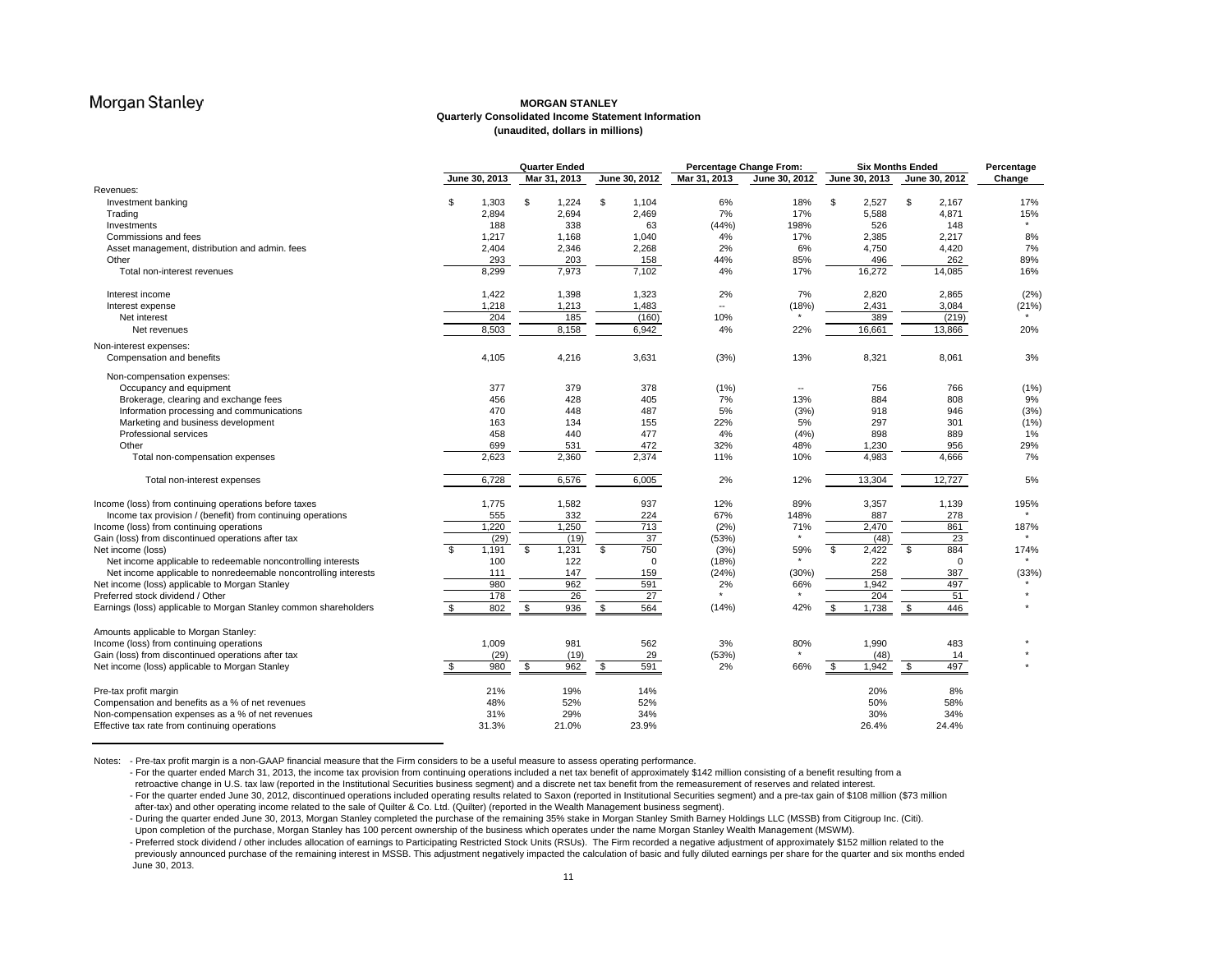Morgan Stanley

**MORGAN STANLEY**
**Quarterly Consolidated Income Statement Information**
**(unaudited, dollars in millions)**

| | Quarter Ended | | | Percentage Change From: | | Six Months Ended | | Percentage |
|---|---|---|---|---|---|---|---|---|
| | June 30, 2013 | Mar 31, 2013 | June 30, 2012 | Mar 31, 2013 | June 30, 2012 | June 30, 2013 | June 30, 2012 | Change |
| Revenues: | | | | | | | | |
| Investment banking | $ 1,303 | $ 1,224 | $ 1,104 | 6% | 18% | $ 2,527 | $ 2,167 | 17% |
| Trading | 2,894 | 2,694 | 2,469 | 7% | 17% | 5,588 | 4,871 | 15% |
| Investments | 188 | 338 | 63 | (44%) | 198% | 526 | 148 | * |
| Commissions and fees | 1,217 | 1,168 | 1,040 | 4% | 17% | 2,385 | 2,217 | 8% |
| Asset management, distribution and admin. fees | 2,404 | 2,346 | 2,268 | 2% | 6% | 4,750 | 4,420 | 7% |
| Other | 293 | 203 | 158 | 44% | 85% | 496 | 262 | 89% |
| Total non-interest revenues | 8,299 | 7,973 | 7,102 | 4% | 17% | 16,272 | 14,085 | 16% |
| Interest income | 1,422 | 1,398 | 1,323 | 2% | 7% | 2,820 | 2,865 | (2%) |
| Interest expense | 1,218 | 1,213 | 1,483 | -- | (18%) | 2,431 | 3,084 | (21%) |
| Net interest | 204 | 185 | (160) | 10% | * | 389 | (219) | * |
| Net revenues | 8,503 | 8,158 | 6,942 | 4% | 22% | 16,661 | 13,866 | 20% |
| Non-interest expenses: | | | | | | | | |
| Compensation and benefits | 4,105 | 4,216 | 3,631 | (3%) | 13% | 8,321 | 8,061 | 3% |
| Non-compensation expenses: | | | | | | | | |
| Occupancy and equipment | 377 | 379 | 378 | (1%) | -- | 756 | 766 | (1%) |
| Brokerage, clearing and exchange fees | 456 | 428 | 405 | 7% | 13% | 884 | 808 | 9% |
| Information processing and communications | 470 | 448 | 487 | 5% | (3%) | 918 | 946 | (3%) |
| Marketing and business development | 163 | 134 | 155 | 22% | 5% | 297 | 301 | (1%) |
| Professional services | 458 | 440 | 477 | 4% | (4%) | 898 | 889 | 1% |
| Other | 699 | 531 | 472 | 32% | 48% | 1,230 | 956 | 29% |
| Total non-compensation expenses | 2,623 | 2,360 | 2,374 | 11% | 10% | 4,983 | 4,666 | 7% |
| Total non-interest expenses | 6,728 | 6,576 | 6,005 | 2% | 12% | 13,304 | 12,727 | 5% |
| Income (loss) from continuing operations before taxes | 1,775 | 1,582 | 937 | 12% | 89% | 3,357 | 1,139 | 195% |
| Income tax provision / (benefit) from continuing operations | 555 | 332 | 224 | 67% | 148% | 887 | 278 | * |
| Income (loss) from continuing operations | 1,220 | 1,250 | 713 | (2%) | 71% | 2,470 | 861 | 187% |
| Gain (loss) from discontinued operations after tax | (29) | (19) | 37 | (53%) | * | (48) | 23 | * |
| Net income (loss) | $ 1,191 | $ 1,231 | $ 750 | (3%) | 59% | $ 2,422 | $ 884 | 174% |
| Net income applicable to redeemable noncontrolling interests | 100 | 122 | 0 | (18%) | * | 222 | 0 | * |
| Net income applicable to nonredeemable noncontrolling interests | 111 | 147 | 159 | (24%) | (30%) | 258 | 387 | (33%) |
| Net income (loss) applicable to Morgan Stanley | 980 | 962 | 591 | 2% | 66% | 1,942 | 497 | * |
| Preferred stock dividend / Other | 178 | 26 | 27 | * | * | 204 | 51 | * |
| Earnings (loss) applicable to Morgan Stanley common shareholders | $ 802 | $ 936 | $ 564 | (14%) | 42% | $ 1,738 | $ 446 | * |
| Amounts applicable to Morgan Stanley: | | | | | | | | |
| Income (loss) from continuing operations | 1,009 | 981 | 562 | 3% | 80% | 1,990 | 483 | * |
| Gain (loss) from discontinued operations after tax | (29) | (19) | 29 | (53%) | * | (48) | 14 | * |
| Net income (loss) applicable to Morgan Stanley | $ 980 | $ 962 | $ 591 | 2% | 66% | $ 1,942 | $ 497 | * |
| Pre-tax profit margin | 21% | 19% | 14% | | | 20% | 8% | |
| Compensation and benefits as a % of net revenues | 48% | 52% | 52% | | | 50% | 58% | |
| Non-compensation expenses as a % of net revenues | 31% | 29% | 34% | | | 30% | 34% | |
| Effective tax rate from continuing operations | 31.3% | 21.0% | 23.9% | | | 26.4% | 24.4% | |

Notes:
- Pre-tax profit margin is a non-GAAP financial measure that the Firm considers to be a useful measure to assess operating performance.
- For the quarter ended March 31, 2013, the income tax provision from continuing operations included a net tax benefit of approximately $142 million consisting of a benefit resulting from a retroactive change in U.S. tax law (reported in the Institutional Securities business segment) and a discrete net tax benefit from the remeasurement of reserves and related interest.
- For the quarter ended June 30, 2012, discontinued operations included operating results related to Saxon (reported in Institutional Securities segment) and a pre-tax gain of $108 million ($73 million after-tax) and other operating income related to the sale of Quilter & Co. Ltd. (Quilter) (reported in the Wealth Management business segment).
- During the quarter ended June 30, 2013, Morgan Stanley completed the purchase of the remaining 35% stake in Morgan Stanley Smith Barney Holdings LLC (MSSB) from Citigroup Inc. (Citi). Upon completion of the purchase, Morgan Stanley has 100 percent ownership of the business which operates under the name Morgan Stanley Wealth Management (MSWM).
- Preferred stock dividend / other includes allocation of earnings to Participating Restricted Stock Units (RSUs). The Firm recorded a negative adjustment of approximately $152 million related to the previously announced purchase of the remaining interest in MSSB. This adjustment negatively impacted the calculation of basic and fully diluted earnings per share for the quarter and six months ended June 30, 2013.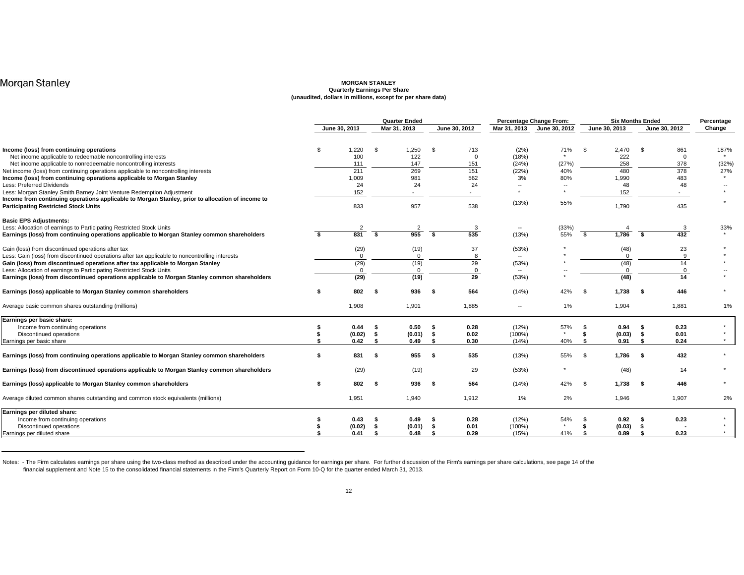Morgan Stanley

**MORGAN STANLEY**
**Quarterly Earnings Per Share**
**(unaudited, dollars in millions, except for per share data)**

| | Quarter Ended | | | Percentage Change From: | | Six Months Ended | | Percentage |
|---|---|---|---|---|---|---|---|---|
| | June 30, 2013 | Mar 31, 2013 | June 30, 2012 | Mar 31, 2013 | June 30, 2012 | June 30, 2013 | June 30, 2012 | Change |
| **Income (loss) from continuing operations** | $ 1,220 | $ 1,250 | $ 713 | (2%) | 71% | $ 2,470 | $ 861 | 187% |
| Net income applicable to redeemable noncontrolling interests | 100 | 122 | 0 | (18%) | * | 222 | 0 | * |
| Net income applicable to nonredeemable noncontrolling interests | 111 | 147 | 151 | (24%) | (27%) | 258 | 378 | (32%) |
| Net income (loss) from continuing operations applicable to noncontrolling interests | 211 | 269 | 151 | (22%) | 40% | 480 | 378 | 27% |
| **Income (loss) from continuing operations applicable to Morgan Stanley** | 1,009 | 981 | 562 | 3% | 80% | 1,990 | 483 | * |
| Less: Preferred Dividends | 24 | 24 | 24 | -- | -- | 48 | 48 | -- |
| Less: Morgan Stanley Smith Barney Joint Venture Redemption Adjustment | 152 | - | - | * | * | 152 | - | * |
| **Income from continuing operations applicable to Morgan Stanley, prior to allocation of income to Participating Restricted Stock Units** | 833 | 957 | 538 | (13%) | 55% | 1,790 | 435 | * |
| **Basic EPS Adjustments:** | | | | | | | | |
| Less: Allocation of earnings to Participating Restricted Stock Units | 2 | 2 | 3 | -- | (33%) | 4 | 3 | 33% |
| **Earnings (loss) from continuing operations applicable to Morgan Stanley common shareholders** | **$ 831** | **$ 955** | **$ 535** | (13%) | 55% | **$ 1,786** | **$ 432** | * |
| Gain (loss) from discontinued operations after tax | (29) | (19) | 37 | (53%) | * | (48) | 23 | * |
| Less: Gain (loss) from discontinued operations after tax applicable to noncontrolling interests | 0 | 0 | 8 | -- | * | 0 | 9 | * |
| **Gain (loss) from discontinued operations after tax applicable to Morgan Stanley** | (29) | (19) | 29 | (53%) | * | (48) | 14 | * |
| Less: Allocation of earnings to Participating Restricted Stock Units | 0 | 0 | 0 | -- | -- | 0 | 0 | -- |
| **Earnings (loss) from discontinued operations applicable to Morgan Stanley common shareholders** | **(29)** | **(19)** | **29** | (53%) | * | **(48)** | **14** | * |
| **Earnings (loss) applicable to Morgan Stanley common shareholders** | **$ 802** | **$ 936** | **$ 564** | (14%) | 42% | **$ 1,738** | **$ 446** | * |
| Average basic common shares outstanding (millions) | 1,908 | 1,901 | 1,885 | -- | 1% | 1,904 | 1,881 | 1% |
| **Earnings per basic share**: | | | | | | | | |
| Income from continuing operations | **$ 0.44** | **$ 0.50** | **$ 0.28** | (12%) | 57% | **$ 0.94** | **$ 0.23** | * |
| Discontinued operations | **$ (0.02)** | **$ (0.01)** | **$ 0.02** | (100%) | * | **$ (0.03)** | **$ 0.01** | * |
| Earnings per basic share | **$ 0.42** | **$ 0.49** | **$ 0.30** | (14%) | 40% | **$ 0.91** | **$ 0.24** | * |
| **Earnings (loss) from continuing operations applicable to Morgan Stanley common shareholders** | **$ 831** | **$ 955** | **$ 535** | (13%) | 55% | **$ 1,786** | **$ 432** | * |
| **Earnings (loss) from discontinued operations applicable to Morgan Stanley common shareholders** | (29) | (19) | 29 | (53%) | * | (48) | 14 | * |
| **Earnings (loss) applicable to Morgan Stanley common shareholders** | **$ 802** | **$ 936** | **$ 564** | (14%) | 42% | **$ 1,738** | **$ 446** | * |
| Average diluted common shares outstanding and common stock equivalents (millions) | 1,951 | 1,940 | 1,912 | 1% | 2% | 1,946 | 1,907 | 2% |
| **Earnings per diluted share:** | | | | | | | | |
| Income from continuing operations | **$ 0.43** | **$ 0.49** | **$ 0.28** | (12%) | 54% | **$ 0.92** | **$ 0.23** | * |
| Discontinued operations | **$ (0.02)** | **$ (0.01)** | **$ 0.01** | (100%) | * | **$ (0.03)** | **$ -** | * |
| Earnings per diluted share | **$ 0.41** | **$ 0.48** | **$ 0.29** | (15%) | 41% | **$ 0.89** | **$ 0.23** | * |

Notes: - The Firm calculates earnings per share using the two-class method as described under the accounting guidance for earnings per share. For further discussion of the Firm's earnings per share calculations, see page 14 of the financial supplement and Note 15 to the consolidated financial statements in the Firm's Quarterly Report on Form 10-Q for the quarter ended March 31, 2013.